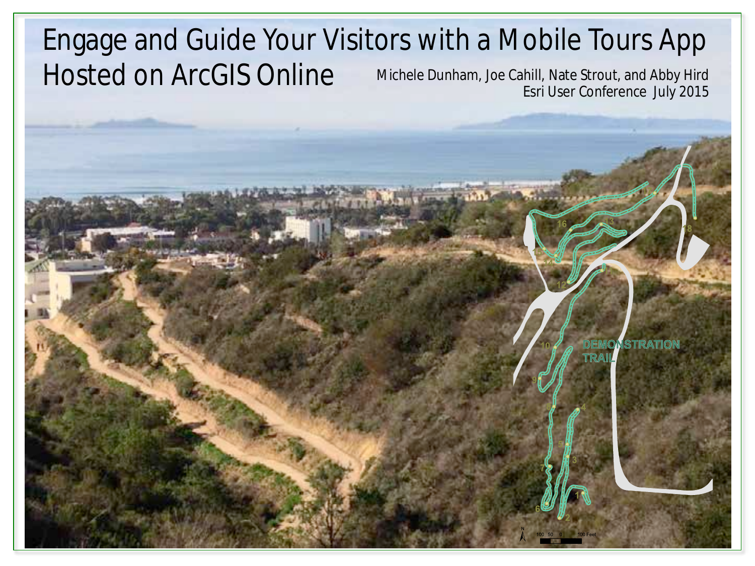# Engage and Guide Your Visitors with a Mobile Tours App Hosted on ArcGIS Online

Michele Dunham, Joe Cahill, Nate Strout, and Abby Hird

Esri User Conference July 2015

DEMONSTRATION TRAIL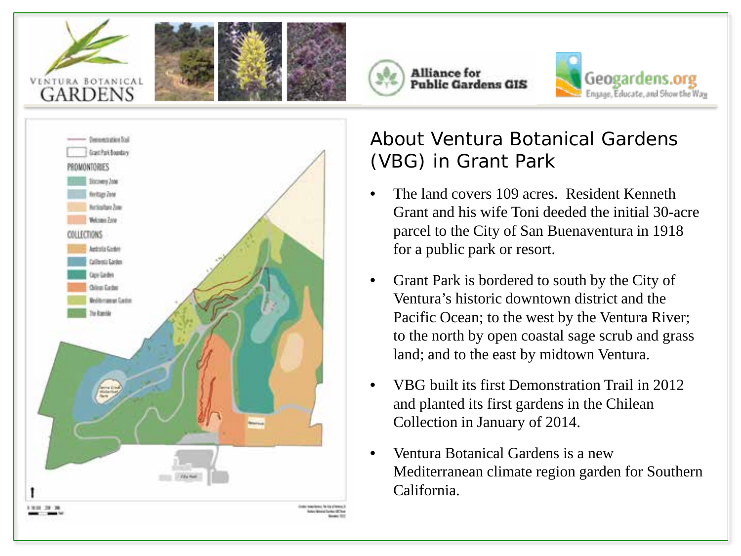## About Ventura Botanical Gardens (VBG) in Grant Park

- The land covers 109 acres. Resident Kenneth Grant and his wife Toni deeded the initial 30-acre parcel to the City of San Buenaventura in 1918 for a public park or resort.
- Grant Park is bordered to south by the City of Ventura's historic downtown district and the Pacific Ocean; to the west by the Ventura River; to the north by open coastal sage scrub and grass land; and to the east by midtown Ventura.
- VBG built its first Demonstration Trail in 2012 and planted its first gardens in the Chilean Collection in January of 2014.
- Ventura Botanical Gardens is a new Mediterranean climate region garden for Southern California.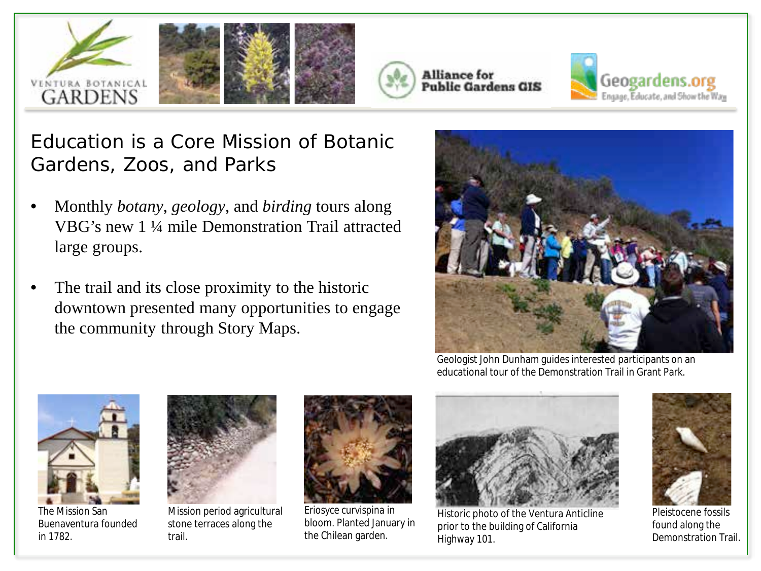# Education is a Core Mission of Botanic Gardens, Zoos, and Parks

- Monthly *botany*, *geology*, and *birding* tours along VBG's new 1 ¼ mile Demonstration Trail attracted large groups.
- The trail and its close proximity to the historic downtown presented many opportunities to engage the community through Story Maps.

Geologist John Dunham guides interested participants on an educational tour of the Demonstration Trail in Grant Park.

The Mission San Buenaventura founded in 1782.

Mission period agricultural stone terraces along the trail.

Eriosyce curvispina in bloom. Planted January in the Chilean garden.

Historic photo of the Ventura Anticline prior to the building of California Highway 101.

Pleistocene fossils found along the Demonstration Trail.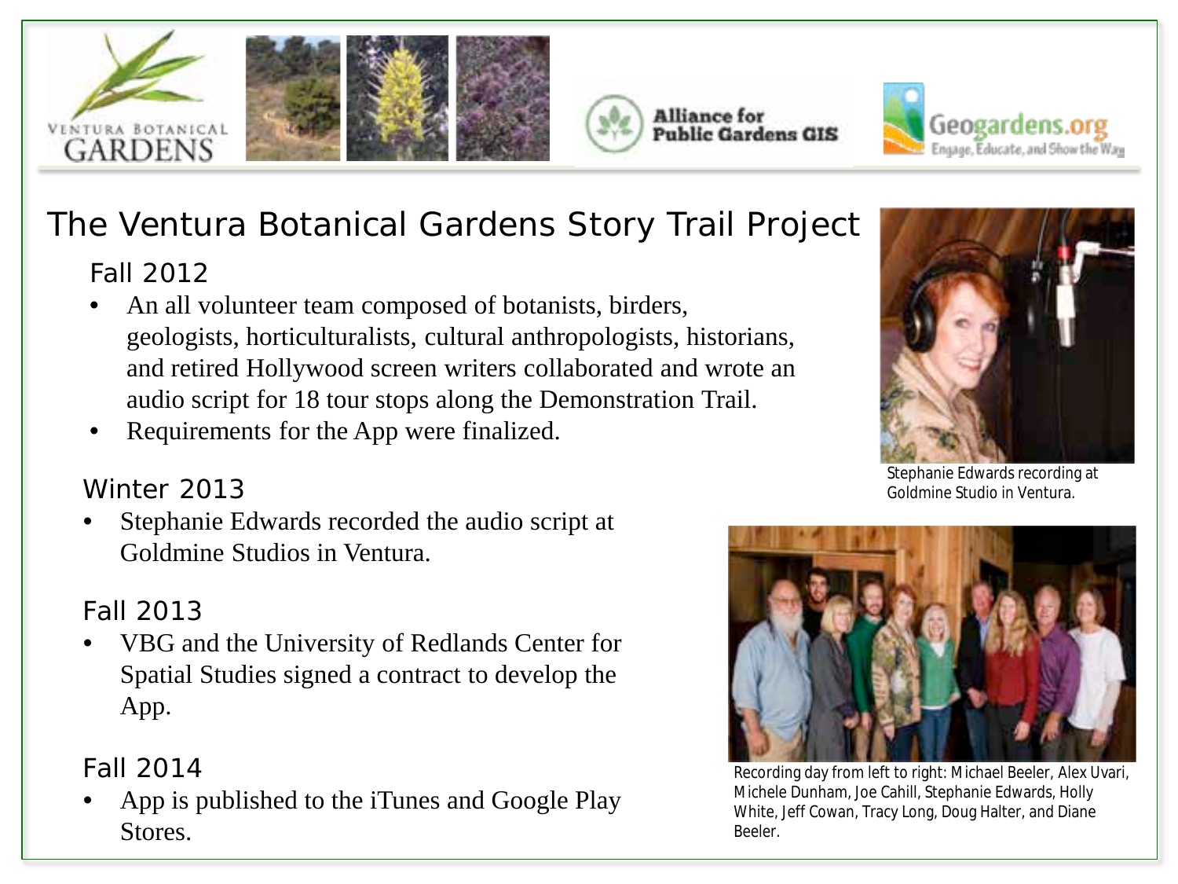# The Ventura Botanical Gardens Story Trail Project

## Fall 2012

- An all volunteer team composed of botanists, birders, geologists, horticulturalists, cultural anthropologists, historians, and retired Hollywood screen writers collaborated and wrote an audio script for 18 tour stops along the Demonstration Trail.
- Requirements for the App were finalized.

## Winter 2013

- Stephanie Edwards recorded the audio script at Goldmine Studios in Ventura.

## Fall 2013

- VBG and the University of Redlands Center for Spatial Studies signed a contract to develop the App.

## Fall 2014

- App is published to the iTunes and Google Play Stores.

Stephanie Edwards recording at Goldmine Studio in Ventura.

Recording day from left to right: Michael Beeler, Alex Uvari, Michele Dunham, Joe Cahill, Stephanie Edwards, Holly White, Jeff Cowan, Tracy Long, Doug Halter, and Diane Beeler.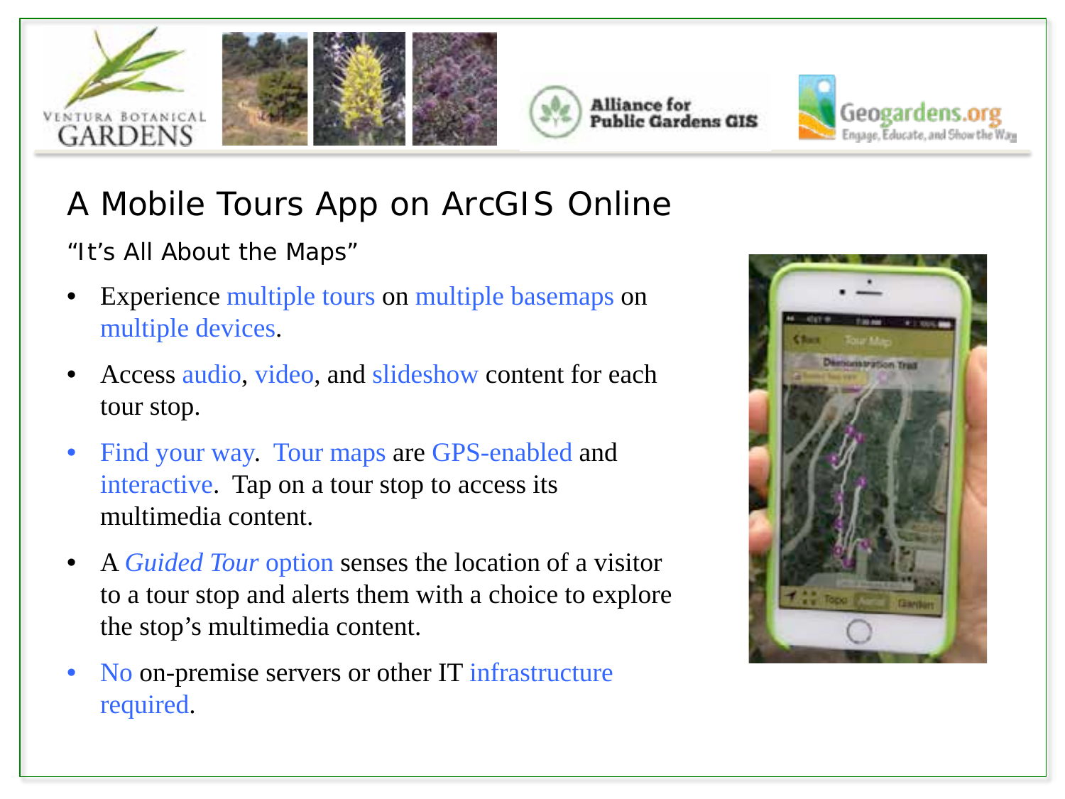# A Mobile Tours App on ArcGIS Online

"It's All About the Maps"

- Experience multiple tours on multiple basemaps on multiple devices.
- Access audio, video, and slideshow content for each tour stop.
- Find your way. Tour maps are GPS-enabled and interactive. Tap on a tour stop to access its multimedia content.
- A *Guided Tour* option senses the location of a visitor to a tour stop and alerts them with a choice to explore the stop's multimedia content.
- No on-premise servers or other IT infrastructure required.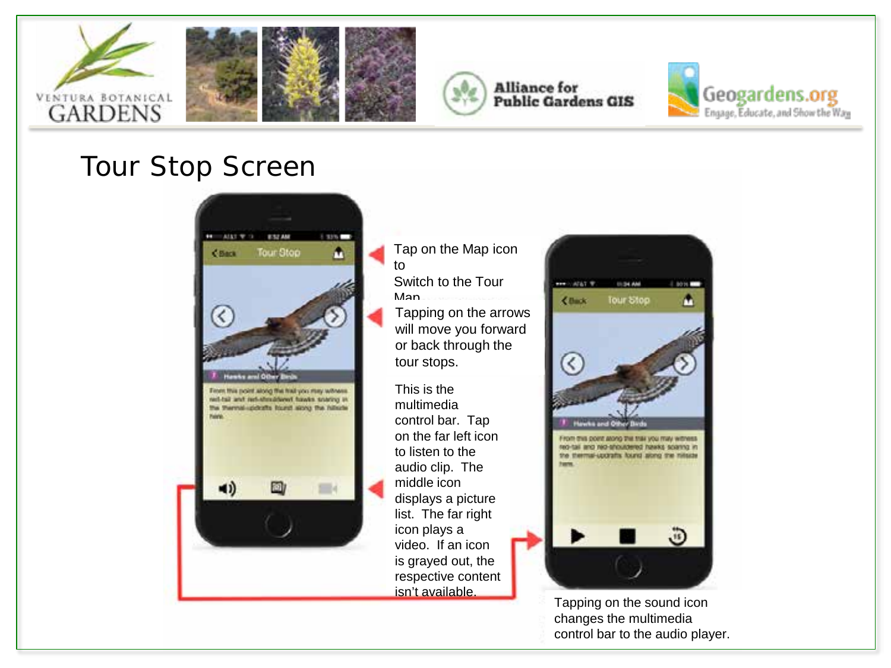# Tour Stop Screen

Tap on the Map icon to Switch to the Tour Map

Tapping on the arrows will move you forward or back through the tour stops.

This is the multimedia control bar. Tap on the far left icon to listen to the audio clip. The middle icon displays a picture list. The far right icon plays a video. If an icon is grayed out, the respective content isn't available.

Tapping on the sound icon changes the multimedia control bar to the audio player.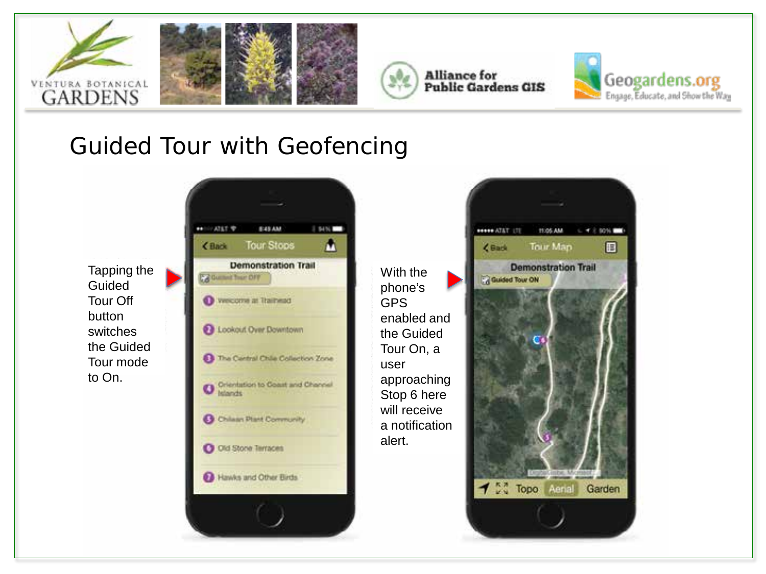# Guided Tour with Geofencing

Tapping the Guided Tour Off button switches the Guided Tour mode to On.

With the phone's GPS enabled and the Guided Tour On, a user approaching Stop 6 here will receive a notification alert.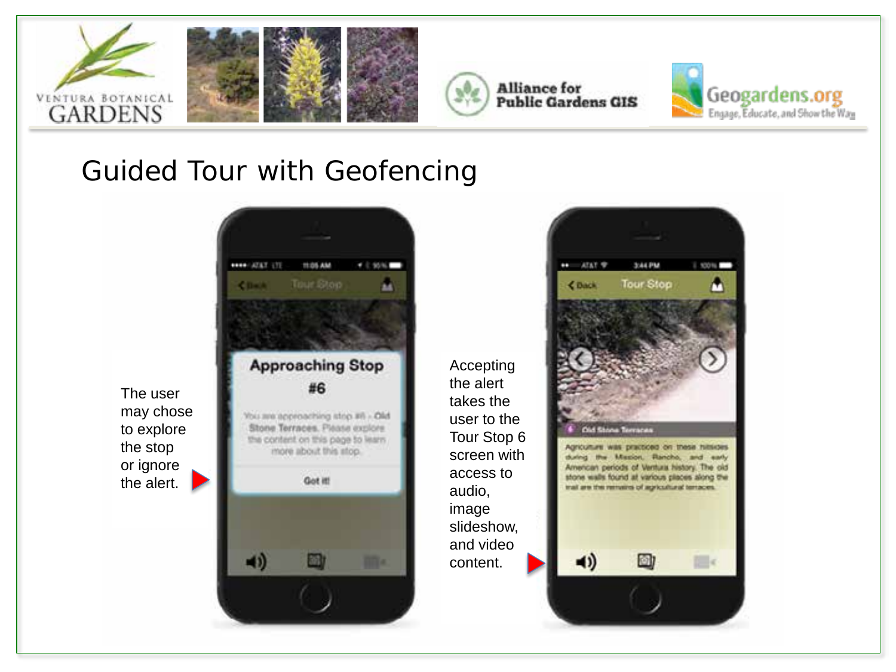# Guided Tour with Geofencing

The user may chose to explore the stop or ignore the alert.

Accepting the alert takes the user to the Tour Stop 6 screen with access to audio, image slideshow, and video content.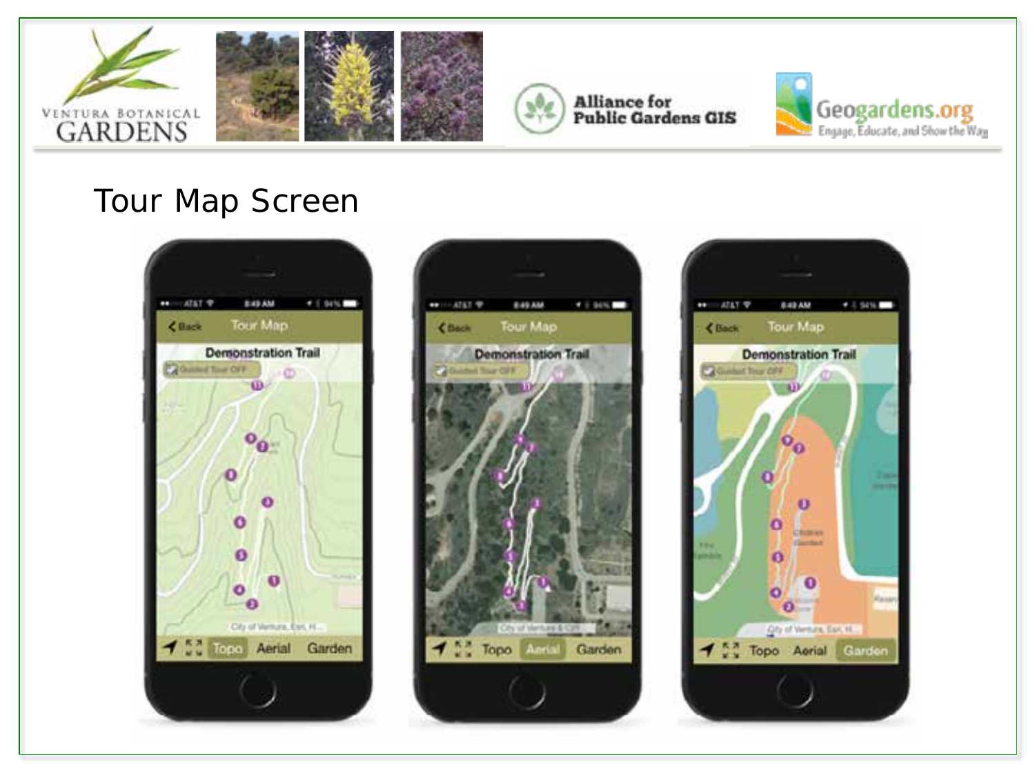# Tour Map Screen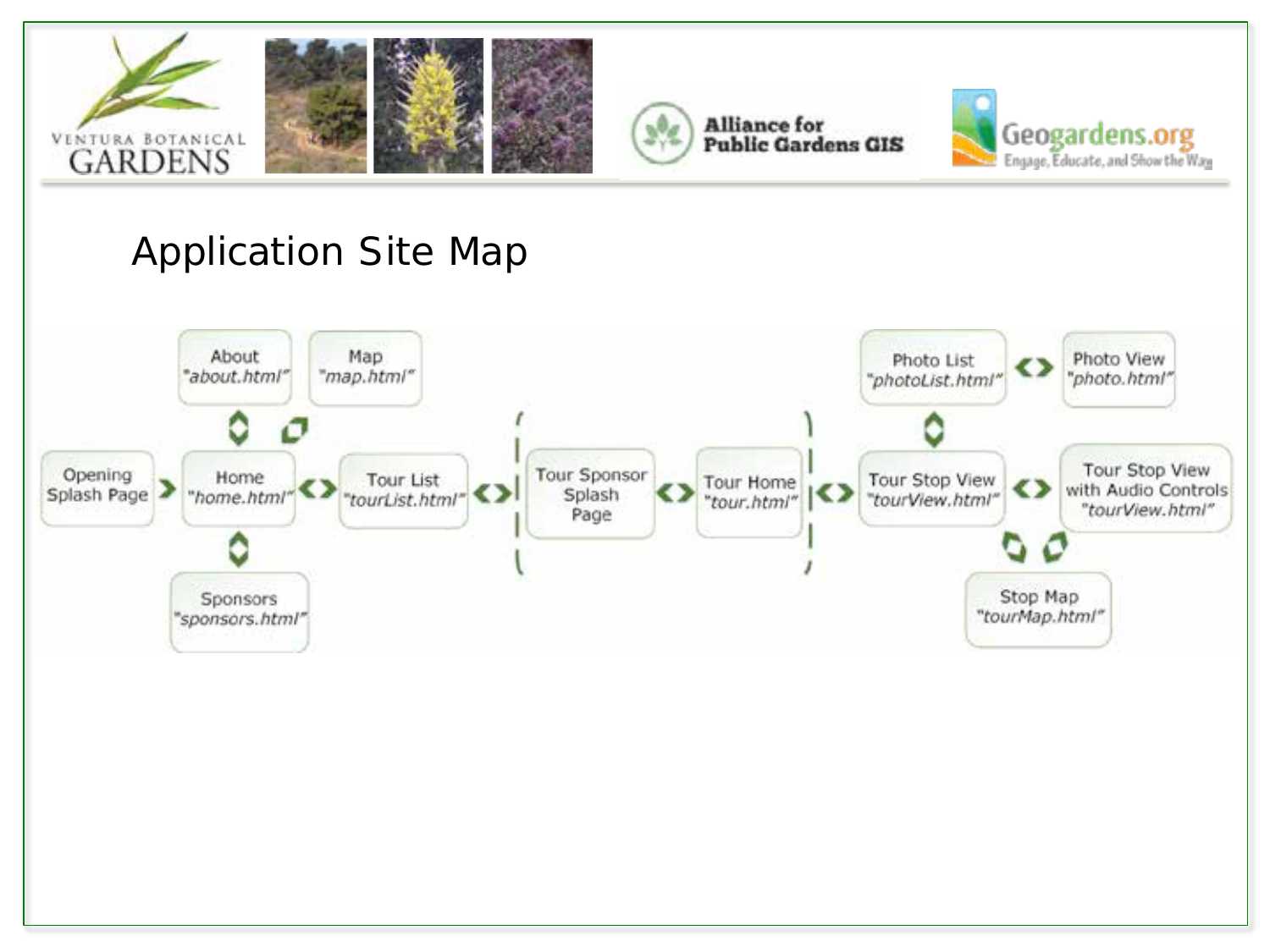## Application Site Map

- Opening Splash Page
- Home "home.html"
- About "about.html"
- Map "map.html"
- Sponsors "sponsors.html"
- Tour List "tourList.html"
- Tour Sponsor Splash Page
- Tour Home "tour.html"
- Tour Stop View "tourView.html"
- Photo List "photoList.html"
- Photo View "photo.html"
- Tour Stop View with Audio Controls "tourView.html"
- Stop Map "tourMap.html"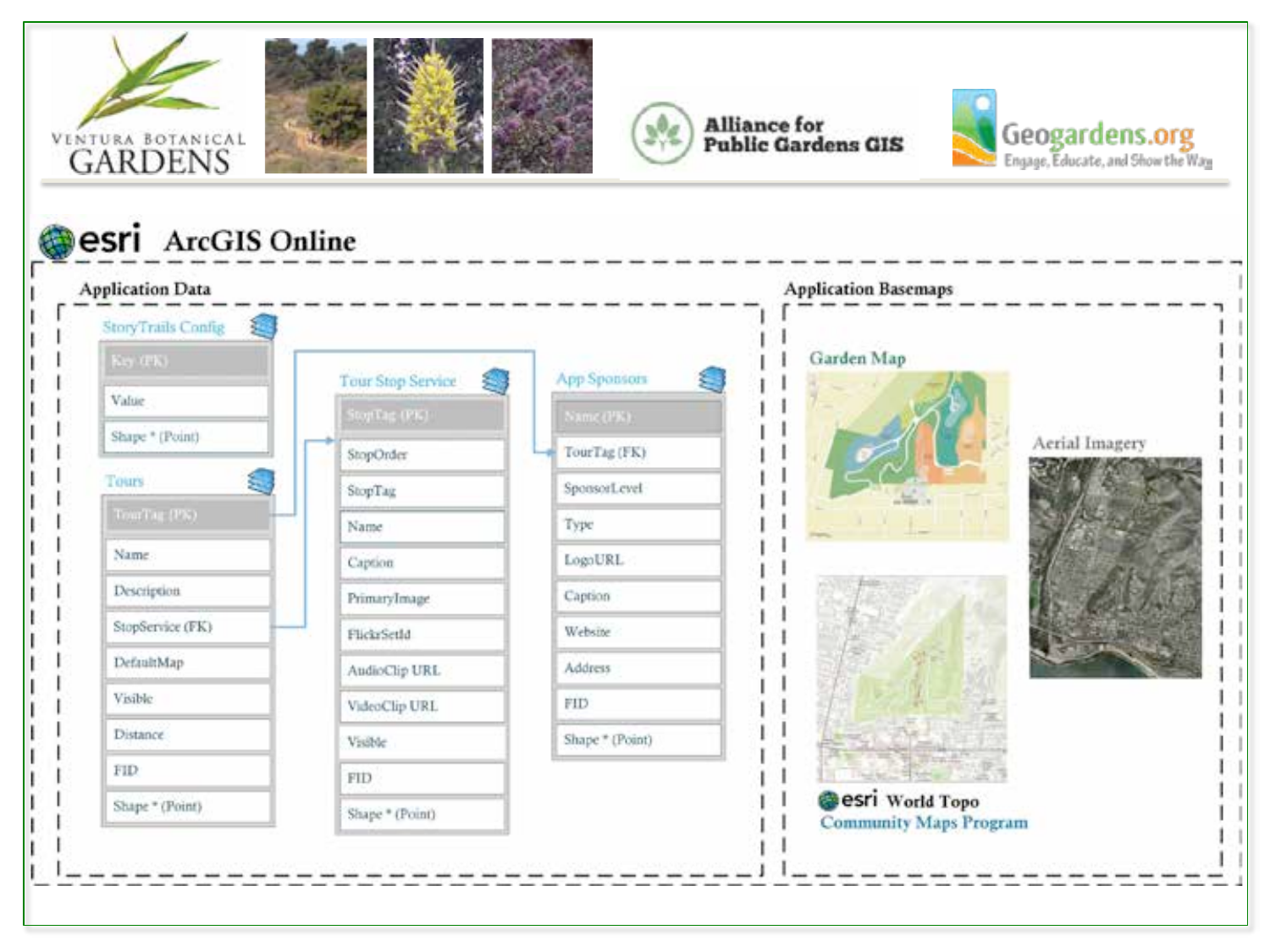VENTURA BOTANICAL GARDENS

Alliance for Public Gardens GIS

Geogardens.org
Engage, Educate, and Show the Way

## esri ArcGIS Online

### Application Data

**StoryTrails Config**

| Key (PK) |
| --- |
| Value |
| Shape * (Point) |

**Tours**

| TourTag (PK) |
| --- |
| Name |
| Description |
| StopService (FK) |
| DefaultMap |
| Visible |
| Distance |
| FID |
| Shape * (Point) |

**Tour Stop Service**

| StopTag (PK) |
| --- |
| StopOrder |
| StopTag |
| Name |
| Caption |
| PrimaryImage |
| FlickrSetId |
| AudioClip URL |
| VideoClip URL |
| Visible |
| FID |
| Shape * (Point) |

**App Sponsors**

| Name (PK) |
| --- |
| TourTag (FK) |
| SponsorLevel |
| Type |
| LogoURL |
| Caption |
| Website |
| Address |
| FID |
| Shape * (Point) |

### Application Basemaps

Garden Map

Aerial Imagery

esri World Topo
Community Maps Program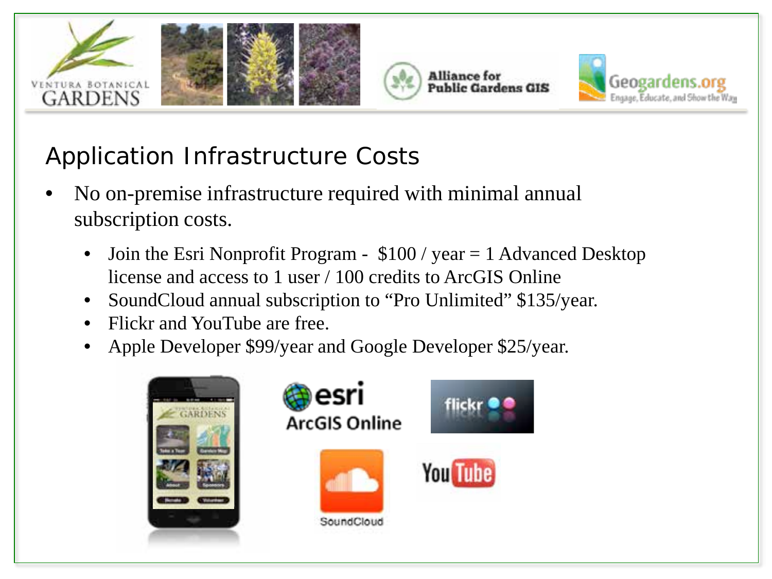## Application Infrastructure Costs

- No on-premise infrastructure required with minimal annual subscription costs.
  - Join the Esri Nonprofit Program - $100 / year = 1 Advanced Desktop license and access to 1 user / 100 credits to ArcGIS Online
  - SoundCloud annual subscription to "Pro Unlimited" $135/year.
  - Flickr and YouTube are free.
  - Apple Developer $99/year and Google Developer $25/year.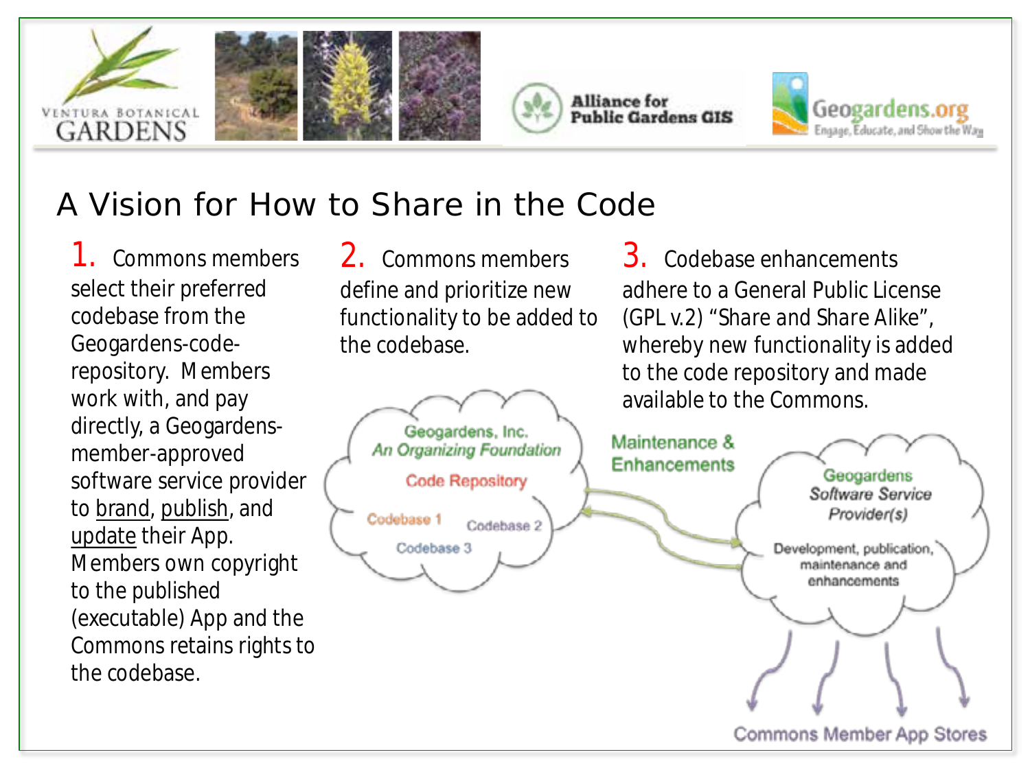# A Vision for How to Share in the Code

1. Commons members select their preferred codebase from the Geogardens-code-repository. Members work with, and pay directly, a Geogardens-member-approved software service provider to <u>brand</u>, <u>publish</u>, and <u>update</u> their App. Members own copyright to the published (executable) App and the Commons retains rights to the codebase.

2. Commons members define and prioritize new functionality to be added to the codebase.

3. Codebase enhancements adhere to a General Public License (GPL v.2) "Share and Share Alike", whereby new functionality is added to the code repository and made available to the Commons.

Geogardens, Inc.
*An Organizing Foundation*

Code Repository

Codebase 1
Codebase 2
Codebase 3

Maintenance & Enhancements

Geogardens
*Software Service Provider(s)*

Development, publication, maintenance and enhancements

Commons Member App Stores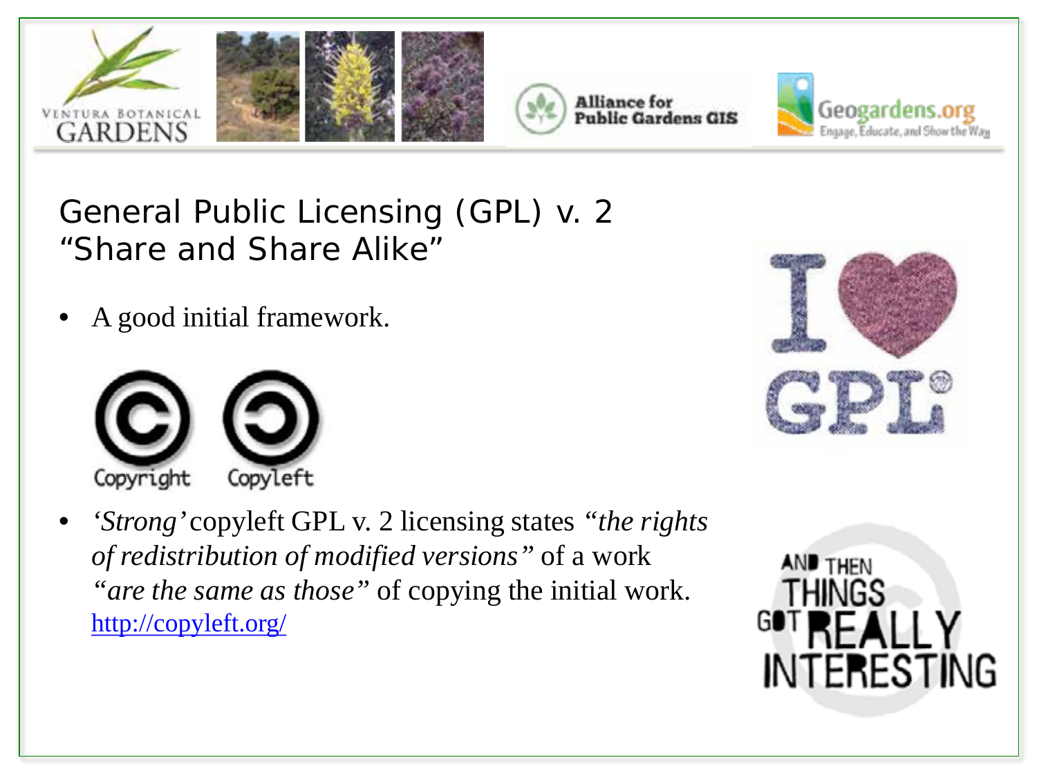## General Public Licensing (GPL) v. 2 "Share and Share Alike"

- A good initial framework.

Copyright Copyleft

- *'Strong'* copyleft GPL v. 2 licensing states *"the rights of redistribution of modified versions"* of a work *"are the same as those"* of copying the initial work. http://copyleft.org/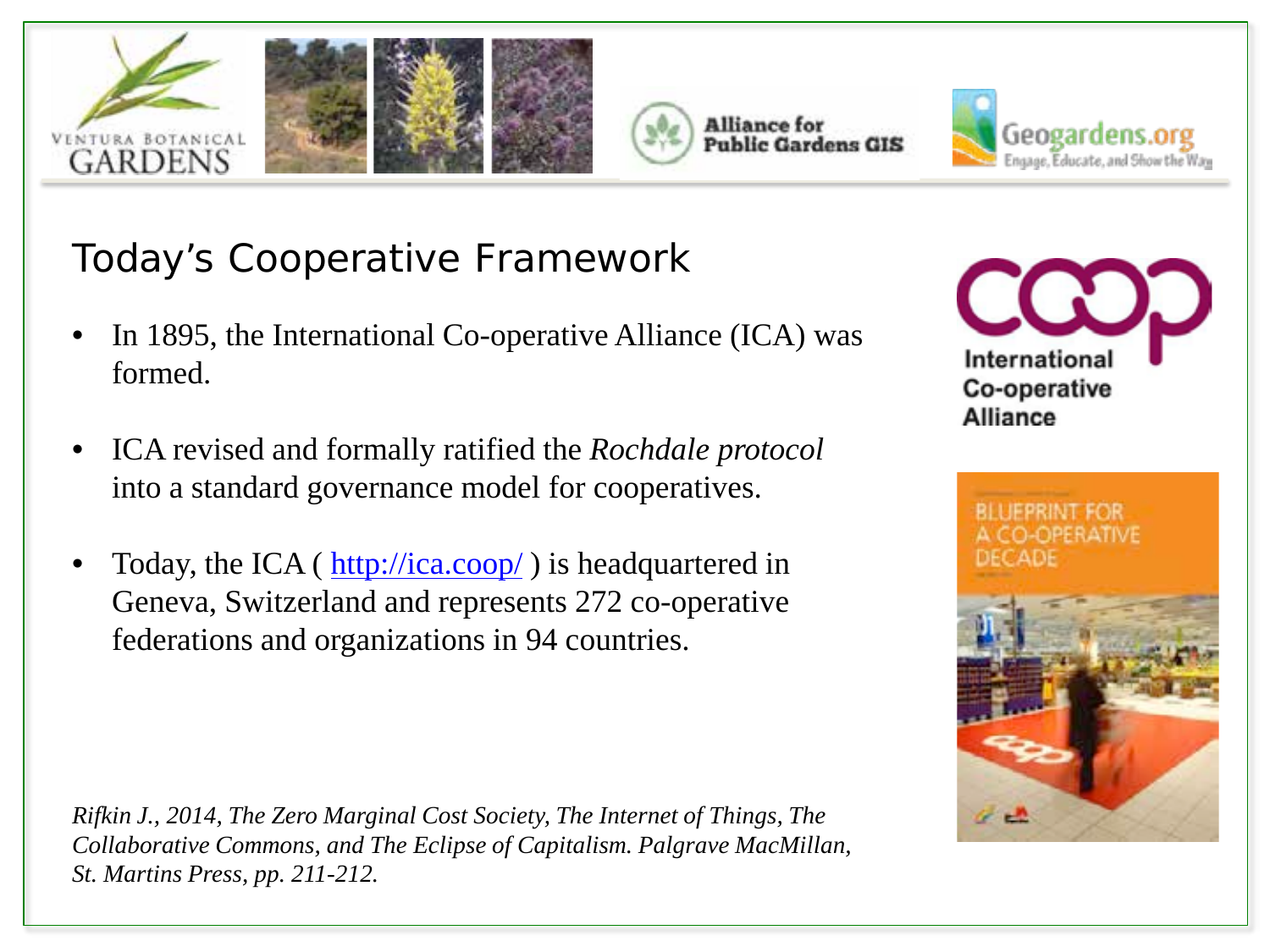## Today's Cooperative Framework

- In 1895, the International Co-operative Alliance (ICA) was formed.
- ICA revised and formally ratified the *Rochdale protocol* into a standard governance model for cooperatives.
- Today, the ICA ( http://ica.coop/ ) is headquartered in Geneva, Switzerland and represents 272 co-operative federations and organizations in 94 countries.

*Rifkin J., 2014, The Zero Marginal Cost Society, The Internet of Things, The Collaborative Commons, and The Eclipse of Capitalism. Palgrave MacMillan, St. Martins Press, pp. 211-212.*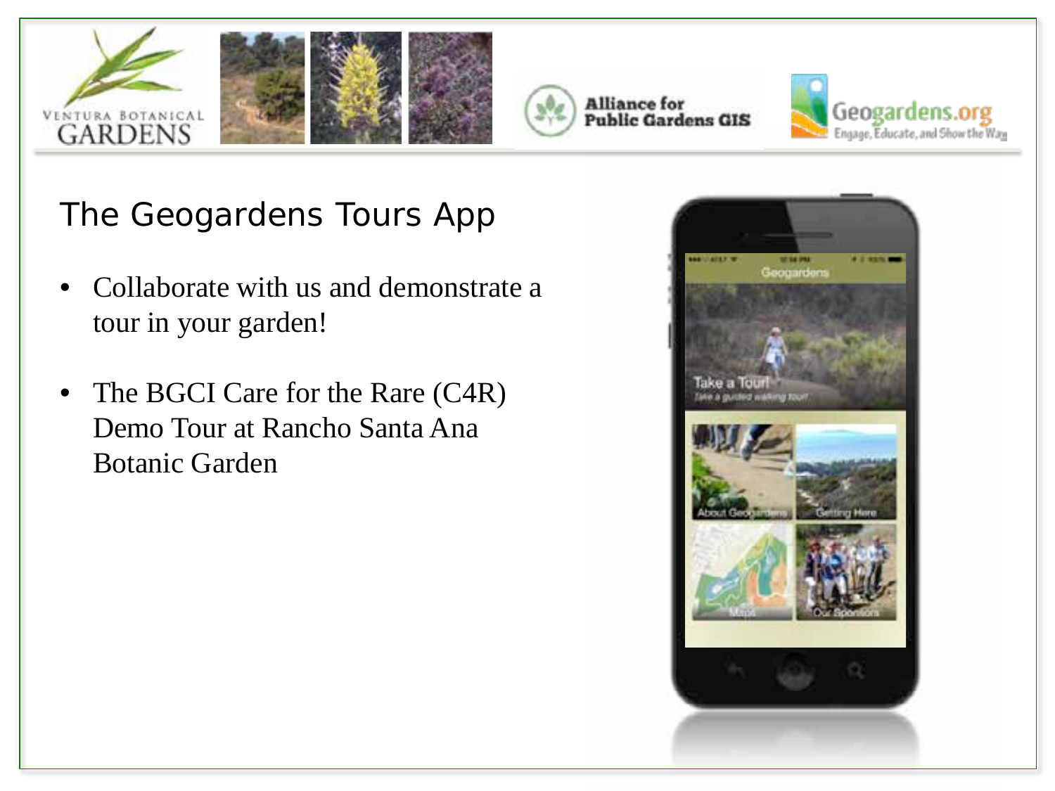## The Geogardens Tours App

- Collaborate with us and demonstrate a tour in your garden!
- The BGCI Care for the Rare (C4R) Demo Tour at Rancho Santa Ana Botanic Garden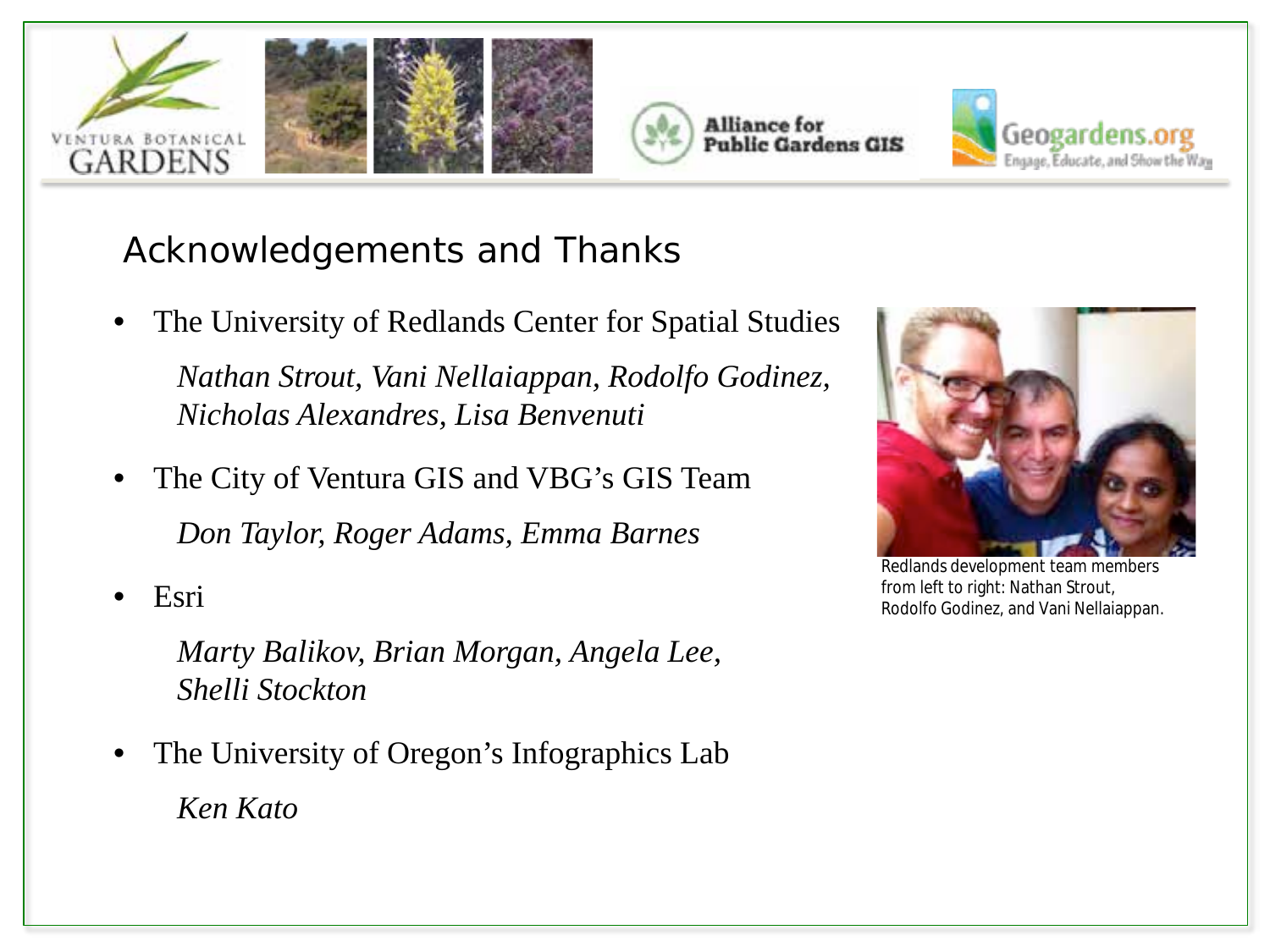## Acknowledgements and Thanks

- The University of Redlands Center for Spatial Studies

  *Nathan Strout, Vani Nellaiappan, Rodolfo Godinez, Nicholas Alexandres, Lisa Benvenuti*

- The City of Ventura GIS and VBG's GIS Team

  *Don Taylor, Roger Adams, Emma Barnes*

- Esri

  *Marty Balikov, Brian Morgan, Angela Lee, Shelli Stockton*

- The University of Oregon's Infographics Lab

  *Ken Kato*

Redlands development team members from left to right: Nathan Strout, Rodolfo Godinez, and Vani Nellaiappan.